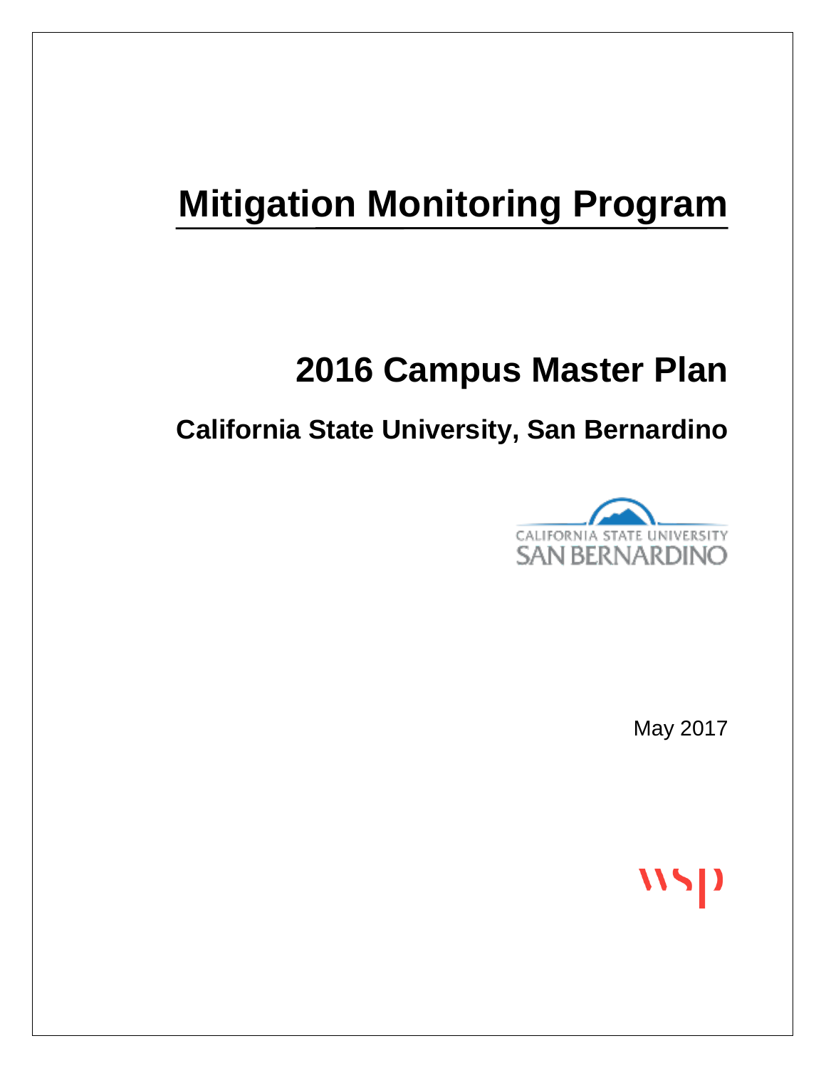# Mitigation Monitoring Program

## 2016 Campus Master Plan

### California State University, San Bernardino

CALIFORNIA STATE UNIVERSITY
SAN BERNARDINO

May 2017

wsp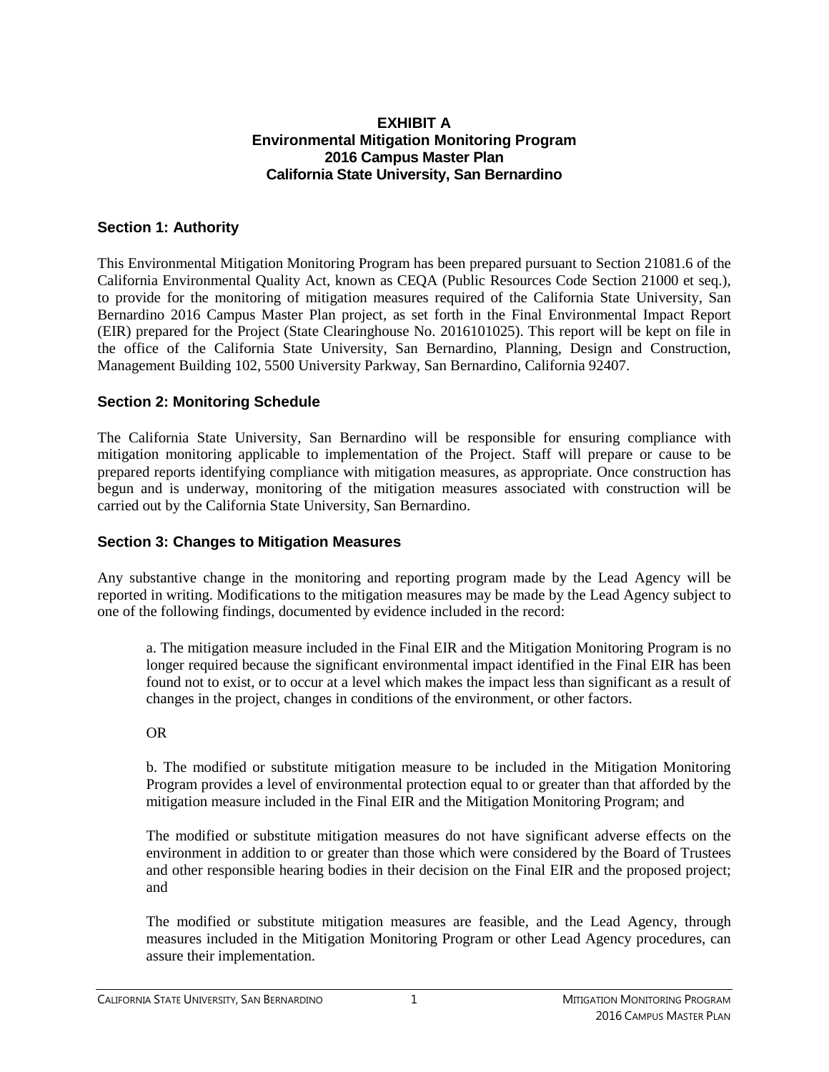**EXHIBIT A**
**Environmental Mitigation Monitoring Program**
**2016 Campus Master Plan**
**California State University, San Bernardino**

## Section 1: Authority

This Environmental Mitigation Monitoring Program has been prepared pursuant to Section 21081.6 of the California Environmental Quality Act, known as CEQA (Public Resources Code Section 21000 et seq.), to provide for the monitoring of mitigation measures required of the California State University, San Bernardino 2016 Campus Master Plan project, as set forth in the Final Environmental Impact Report (EIR) prepared for the Project (State Clearinghouse No. 2016101025). This report will be kept on file in the office of the California State University, San Bernardino, Planning, Design and Construction, Management Building 102, 5500 University Parkway, San Bernardino, California 92407.

## Section 2: Monitoring Schedule

The California State University, San Bernardino will be responsible for ensuring compliance with mitigation monitoring applicable to implementation of the Project. Staff will prepare or cause to be prepared reports identifying compliance with mitigation measures, as appropriate. Once construction has begun and is underway, monitoring of the mitigation measures associated with construction will be carried out by the California State University, San Bernardino.

## Section 3: Changes to Mitigation Measures

Any substantive change in the monitoring and reporting program made by the Lead Agency will be reported in writing. Modifications to the mitigation measures may be made by the Lead Agency subject to one of the following findings, documented by evidence included in the record:

> a. The mitigation measure included in the Final EIR and the Mitigation Monitoring Program is no longer required because the significant environmental impact identified in the Final EIR has been found not to exist, or to occur at a level which makes the impact less than significant as a result of changes in the project, changes in conditions of the environment, or other factors.
>
> OR
>
> b. The modified or substitute mitigation measure to be included in the Mitigation Monitoring Program provides a level of environmental protection equal to or greater than that afforded by the mitigation measure included in the Final EIR and the Mitigation Monitoring Program; and
>
> The modified or substitute mitigation measures do not have significant adverse effects on the environment in addition to or greater than those which were considered by the Board of Trustees and other responsible hearing bodies in their decision on the Final EIR and the proposed project; and
>
> The modified or substitute mitigation measures are feasible, and the Lead Agency, through measures included in the Mitigation Monitoring Program or other Lead Agency procedures, can assure their implementation.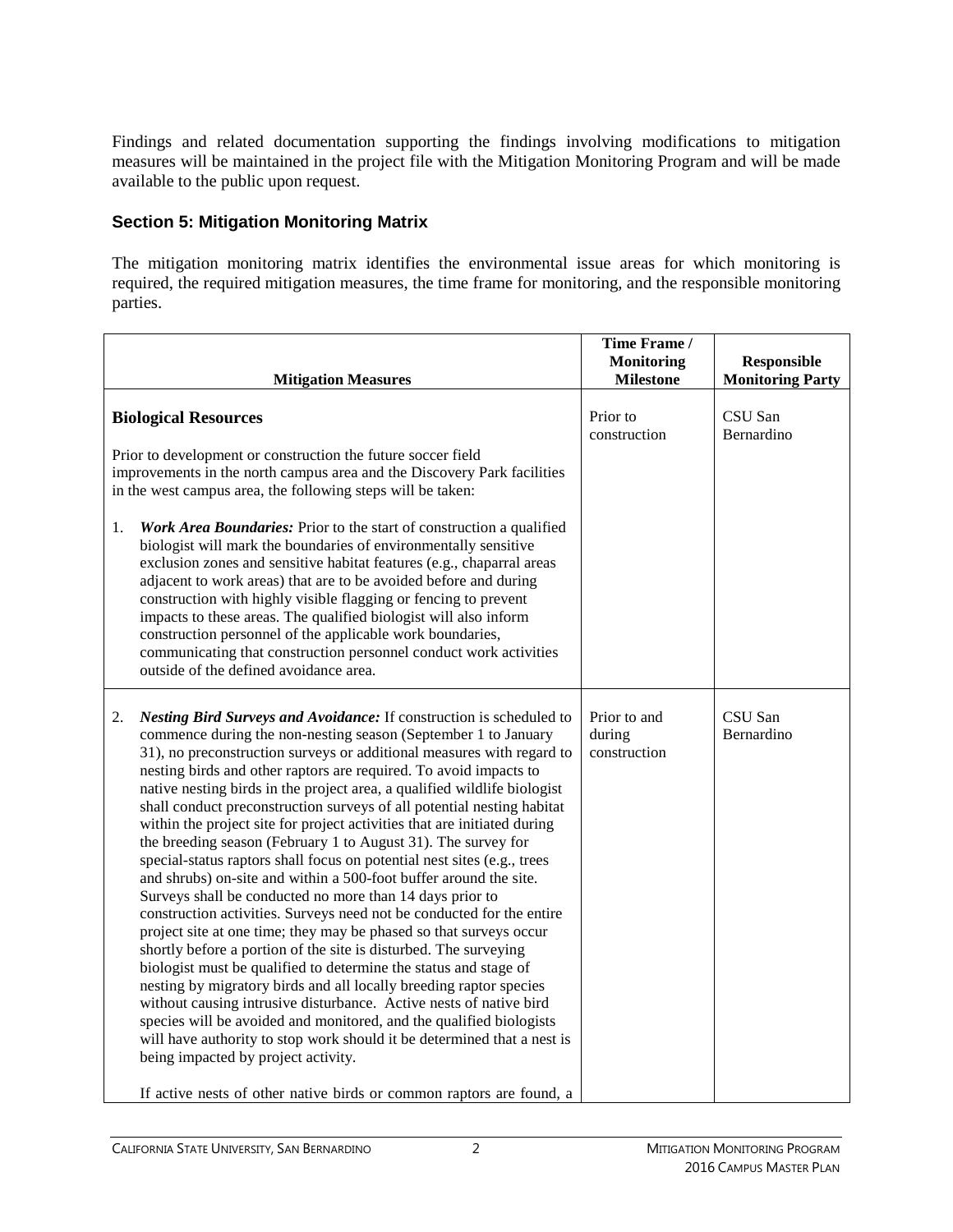Findings and related documentation supporting the findings involving modifications to mitigation measures will be maintained in the project file with the Mitigation Monitoring Program and will be made available to the public upon request.

### Section 5: Mitigation Monitoring Matrix

The mitigation monitoring matrix identifies the environmental issue areas for which monitoring is required, the required mitigation measures, the time frame for monitoring, and the responsible monitoring parties.

| Mitigation Measures | Time Frame / Monitoring Milestone | Responsible Monitoring Party |
|---|---|---|
| **Biological Resources**<br><br>Prior to development or construction the future soccer field improvements in the north campus area and the Discovery Park facilities in the west campus area, the following steps will be taken:<br><br>1. ***Work Area Boundaries:*** Prior to the start of construction a qualified biologist will mark the boundaries of environmentally sensitive exclusion zones and sensitive habitat features (e.g., chaparral areas adjacent to work areas) that are to be avoided before and during construction with highly visible flagging or fencing to prevent impacts to these areas. The qualified biologist will also inform construction personnel of the applicable work boundaries, communicating that construction personnel conduct work activities outside of the defined avoidance area. | Prior to construction | CSU San Bernardino |
| 2. ***Nesting Bird Surveys and Avoidance:*** If construction is scheduled to commence during the non-nesting season (September 1 to January 31), no preconstruction surveys or additional measures with regard to nesting birds and other raptors are required. To avoid impacts to native nesting birds in the project area, a qualified wildlife biologist shall conduct preconstruction surveys of all potential nesting habitat within the project site for project activities that are initiated during the breeding season (February 1 to August 31). The survey for special-status raptors shall focus on potential nest sites (e.g., trees and shrubs) on-site and within a 500-foot buffer around the site. Surveys shall be conducted no more than 14 days prior to construction activities. Surveys need not be conducted for the entire project site at one time; they may be phased so that surveys occur shortly before a portion of the site is disturbed. The surveying biologist must be qualified to determine the status and stage of nesting by migratory birds and all locally breeding raptor species without causing intrusive disturbance. Active nests of native bird species will be avoided and monitored, and the qualified biologists will have authority to stop work should it be determined that a nest is being impacted by project activity.<br><br>If active nests of other native birds or common raptors are found, a | Prior to and during construction | CSU San Bernardino |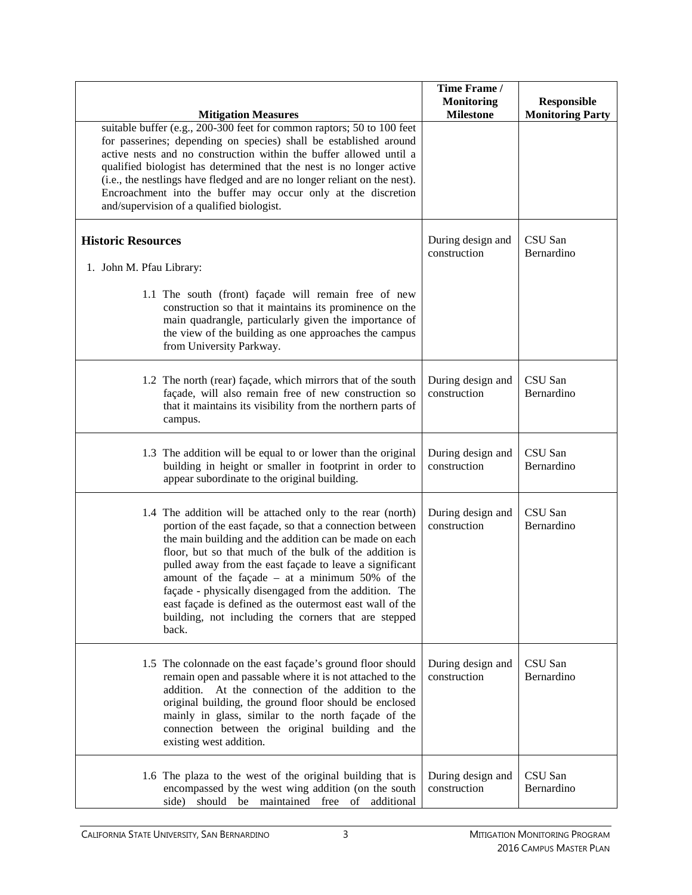| Mitigation Measures | Time Frame / Monitoring Milestone | Responsible Monitoring Party |
|---|---|---|
| suitable buffer (e.g., 200-300 feet for common raptors; 50 to 100 feet for passerines; depending on species) shall be established around active nests and no construction within the buffer allowed until a qualified biologist has determined that the nest is no longer active (i.e., the nestlings have fledged and are no longer reliant on the nest). Encroachment into the buffer may occur only at the discretion and/supervision of a qualified biologist. | | |
| **Historic Resources**<br><br>1. John M. Pfau Library:<br><br>1.1 The south (front) façade will remain free of new construction so that it maintains its prominence on the main quadrangle, particularly given the importance of the view of the building as one approaches the campus from University Parkway. | During design and construction | CSU San Bernardino |
| 1.2 The north (rear) façade, which mirrors that of the south façade, will also remain free of new construction so that it maintains its visibility from the northern parts of campus. | During design and construction | CSU San Bernardino |
| 1.3 The addition will be equal to or lower than the original building in height or smaller in footprint in order to appear subordinate to the original building. | During design and construction | CSU San Bernardino |
| 1.4 The addition will be attached only to the rear (north) portion of the east façade, so that a connection between the main building and the addition can be made on each floor, but so that much of the bulk of the addition is pulled away from the east façade to leave a significant amount of the façade – at a minimum 50% of the façade - physically disengaged from the addition. The east façade is defined as the outermost east wall of the building, not including the corners that are stepped back. | During design and construction | CSU San Bernardino |
| 1.5 The colonnade on the east façade's ground floor should remain open and passable where it is not attached to the addition. At the connection of the addition to the original building, the ground floor should be enclosed mainly in glass, similar to the north façade of the connection between the original building and the existing west addition. | During design and construction | CSU San Bernardino |
| 1.6 The plaza to the west of the original building that is encompassed by the west wing addition (on the south side) should be maintained free of additional | During design and construction | CSU San Bernardino |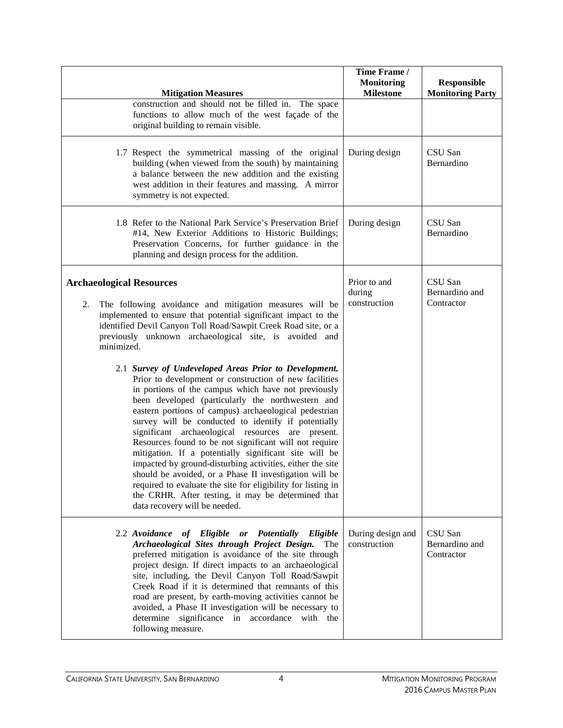| Mitigation Measures | Time Frame / Monitoring Milestone | Responsible Monitoring Party |
|---|---|---|
| construction and should not be filled in. The space functions to allow much of the west façade of the original building to remain visible. | | |
| 1.7 Respect the symmetrical massing of the original building (when viewed from the south) by maintaining a balance between the new addition and the existing west addition in their features and massing. A mirror symmetry is not expected. | During design | CSU San Bernardino |
| 1.8 Refer to the National Park Service's Preservation Brief #14, New Exterior Additions to Historic Buildings; Preservation Concerns, for further guidance in the planning and design process for the addition. | During design | CSU San Bernardino |
| **Archaeological Resources**<br><br>2. The following avoidance and mitigation measures will be implemented to ensure that potential significant impact to the identified Devil Canyon Toll Road/Sawpit Creek Road site, or a previously unknown archaeological site, is avoided and minimized.<br><br>2.1 ***Survey of Undeveloped Areas Prior to Development.*** Prior to development or construction of new facilities in portions of the campus which have not previously been developed (particularly the northwestern and eastern portions of campus) archaeological pedestrian survey will be conducted to identify if potentially significant archaeological resources are present. Resources found to be not significant will not require mitigation. If a potentially significant site will be impacted by ground-disturbing activities, either the site should be avoided, or a Phase II investigation will be required to evaluate the site for eligibility for listing in the CRHR. After testing, it may be determined that data recovery will be needed. | Prior to and during construction | CSU San Bernardino and Contractor |
| 2.2 ***Avoidance of Eligible or Potentially Eligible Archaeological Sites through Project Design.*** The preferred mitigation is avoidance of the site through project design. If direct impacts to an archaeological site, including, the Devil Canyon Toll Road/Sawpit Creek Road if it is determined that remnants of this road are present, by earth-moving activities cannot be avoided, a Phase II investigation will be necessary to determine significance in accordance with the following measure. | During design and construction | CSU San Bernardino and Contractor |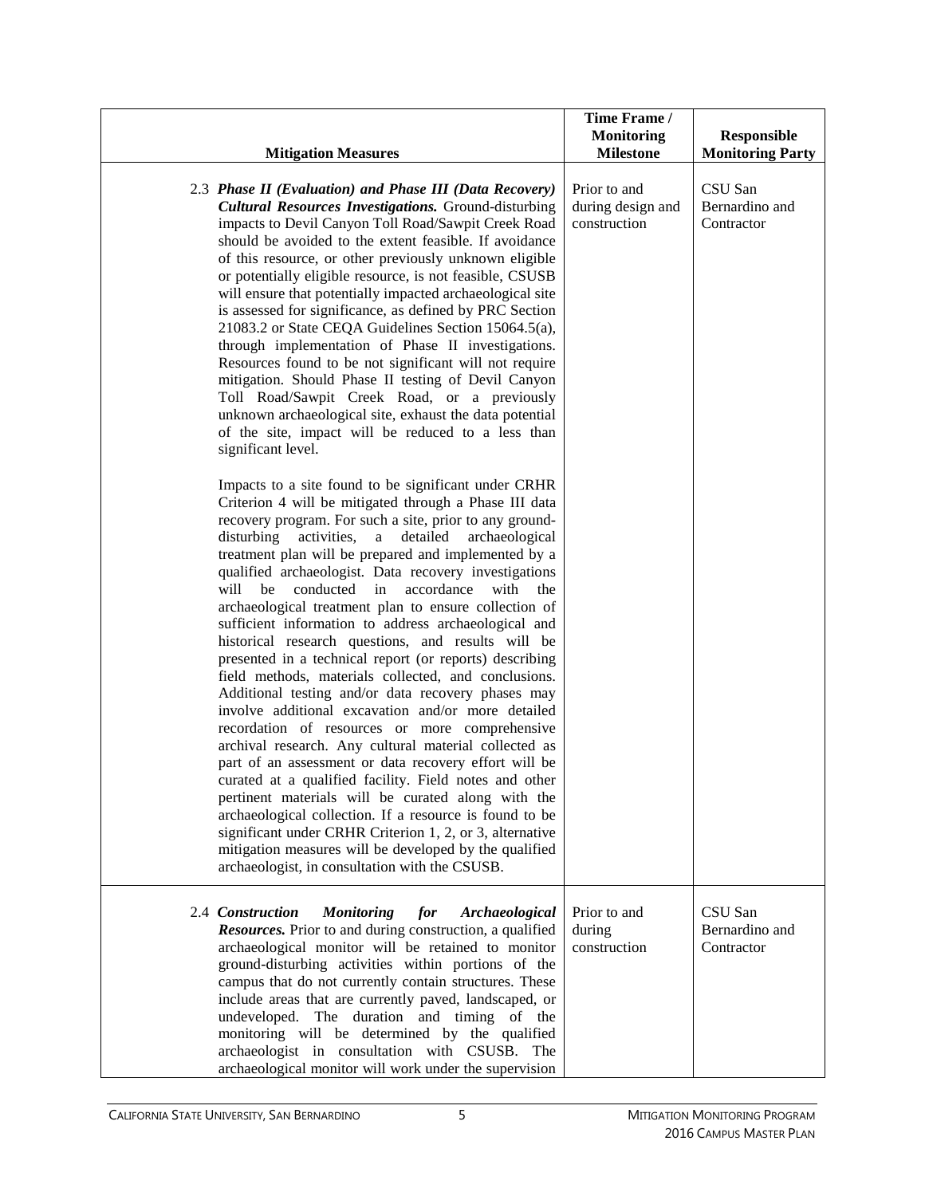| Mitigation Measures | Time Frame / Monitoring Milestone | Responsible Monitoring Party |
|---|---|---|
| 2.3 ***Phase II (Evaluation) and Phase III (Data Recovery) Cultural Resources Investigations.*** Ground-disturbing impacts to Devil Canyon Toll Road/Sawpit Creek Road should be avoided to the extent feasible. If avoidance of this resource, or other previously unknown eligible or potentially eligible resource, is not feasible, CSUSB will ensure that potentially impacted archaeological site is assessed for significance, as defined by PRC Section 21083.2 or State CEQA Guidelines Section 15064.5(a), through implementation of Phase II investigations. Resources found to be not significant will not require mitigation. Should Phase II testing of Devil Canyon Toll Road/Sawpit Creek Road, or a previously unknown archaeological site, exhaust the data potential of the site, impact will be reduced to a less than significant level.<br><br>Impacts to a site found to be significant under CRHR Criterion 4 will be mitigated through a Phase III data recovery program. For such a site, prior to any ground-disturbing activities, a detailed archaeological treatment plan will be prepared and implemented by a qualified archaeologist. Data recovery investigations will be conducted in accordance with the archaeological treatment plan to ensure collection of sufficient information to address archaeological and historical research questions, and results will be presented in a technical report (or reports) describing field methods, materials collected, and conclusions. Additional testing and/or data recovery phases may involve additional excavation and/or more detailed recordation of resources or more comprehensive archival research. Any cultural material collected as part of an assessment or data recovery effort will be curated at a qualified facility. Field notes and other pertinent materials will be curated along with the archaeological collection. If a resource is found to be significant under CRHR Criterion 1, 2, or 3, alternative mitigation measures will be developed by the qualified archaeologist, in consultation with the CSUSB. | Prior to and during design and construction | CSU San Bernardino and Contractor |
| 2.4 ***Construction Monitoring for Archaeological Resources.*** Prior to and during construction, a qualified archaeological monitor will be retained to monitor ground-disturbing activities within portions of the campus that do not currently contain structures. These include areas that are currently paved, landscaped, or undeveloped. The duration and timing of the monitoring will be determined by the qualified archaeologist in consultation with CSUSB. The archaeological monitor will work under the supervision | Prior to and during construction | CSU San Bernardino and Contractor |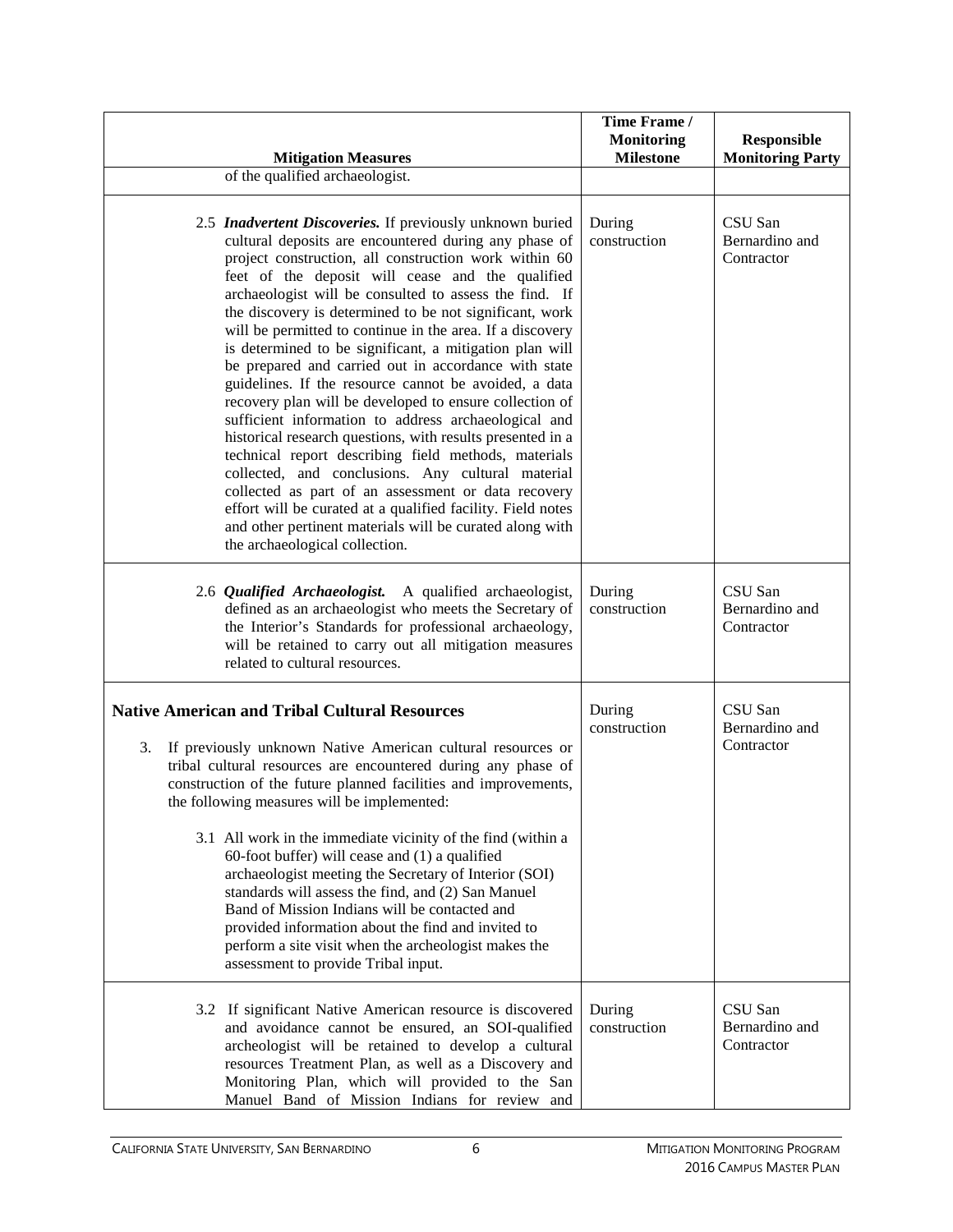| Mitigation Measures | Time Frame / Monitoring Milestone | Responsible Monitoring Party |
|---|---|---|
| of the qualified archaeologist. | | |
| 2.5 ***Inadvertent Discoveries.*** If previously unknown buried cultural deposits are encountered during any phase of project construction, all construction work within 60 feet of the deposit will cease and the qualified archaeologist will be consulted to assess the find. If the discovery is determined to be not significant, work will be permitted to continue in the area. If a discovery is determined to be significant, a mitigation plan will be prepared and carried out in accordance with state guidelines. If the resource cannot be avoided, a data recovery plan will be developed to ensure collection of sufficient information to address archaeological and historical research questions, with results presented in a technical report describing field methods, materials collected, and conclusions. Any cultural material collected as part of an assessment or data recovery effort will be curated at a qualified facility. Field notes and other pertinent materials will be curated along with the archaeological collection. | During construction | CSU San Bernardino and Contractor |
| 2.6 ***Qualified Archaeologist.*** A qualified archaeologist, defined as an archaeologist who meets the Secretary of the Interior's Standards for professional archaeology, will be retained to carry out all mitigation measures related to cultural resources. | During construction | CSU San Bernardino and Contractor |
| **Native American and Tribal Cultural Resources**<br><br>3. If previously unknown Native American cultural resources or tribal cultural resources are encountered during any phase of construction of the future planned facilities and improvements, the following measures will be implemented:<br><br>3.1 All work in the immediate vicinity of the find (within a 60-foot buffer) will cease and (1) a qualified archaeologist meeting the Secretary of Interior (SOI) standards will assess the find, and (2) San Manuel Band of Mission Indians will be contacted and provided information about the find and invited to perform a site visit when the archeologist makes the assessment to provide Tribal input. | During construction | CSU San Bernardino and Contractor |
| 3.2 If significant Native American resource is discovered and avoidance cannot be ensured, an SOI-qualified archeologist will be retained to develop a cultural resources Treatment Plan, as well as a Discovery and Monitoring Plan, which will provided to the San Manuel Band of Mission Indians for review and | During construction | CSU San Bernardino and Contractor |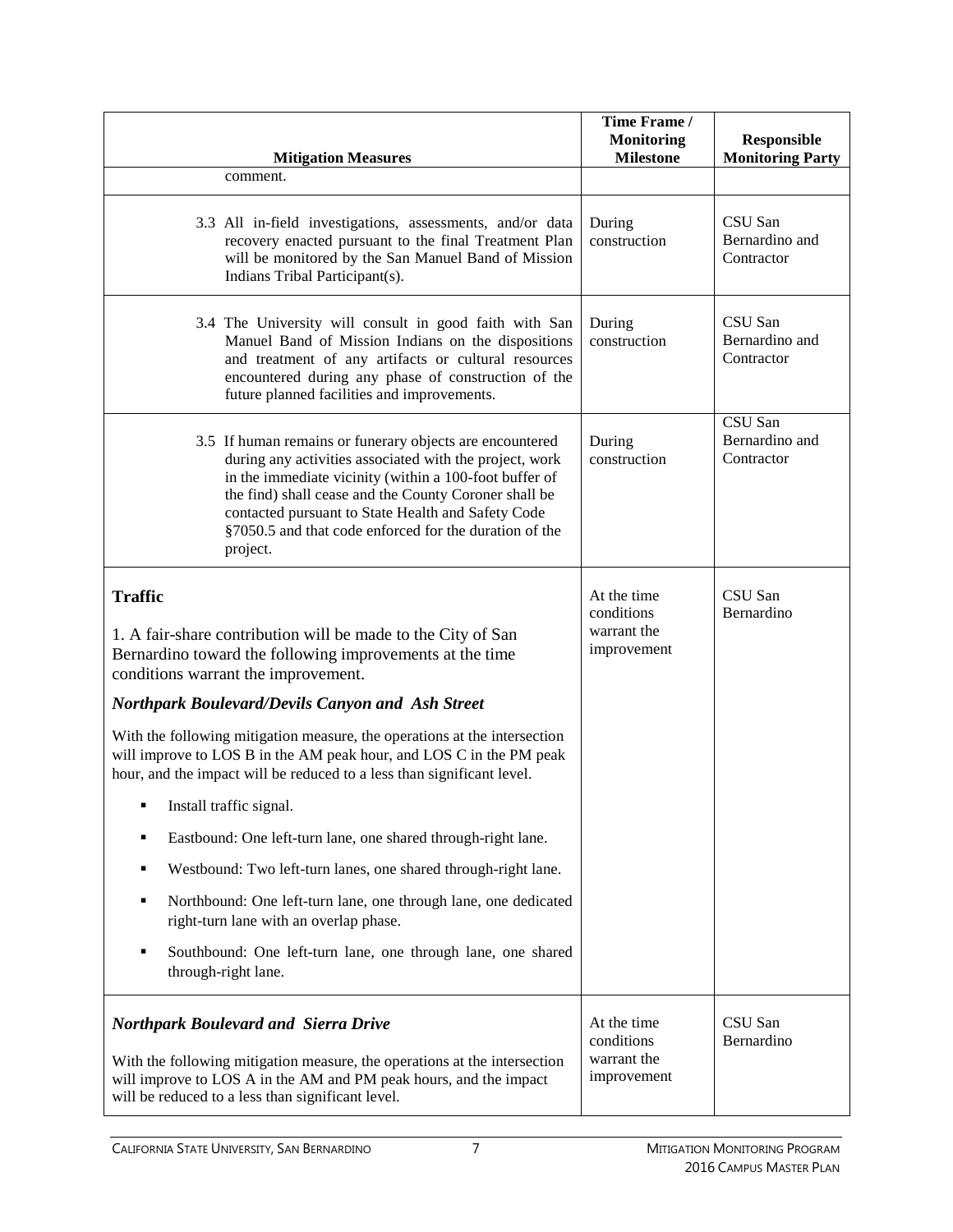| Mitigation Measures | Time Frame / Monitoring Milestone | Responsible Monitoring Party |
|---|---|---|
| comment. | | |
| 3.3 All in-field investigations, assessments, and/or data recovery enacted pursuant to the final Treatment Plan will be monitored by the San Manuel Band of Mission Indians Tribal Participant(s). | During construction | CSU San Bernardino and Contractor |
| 3.4 The University will consult in good faith with San Manuel Band of Mission Indians on the dispositions and treatment of any artifacts or cultural resources encountered during any phase of construction of the future planned facilities and improvements. | During construction | CSU San Bernardino and Contractor |
| 3.5 If human remains or funerary objects are encountered during any activities associated with the project, work in the immediate vicinity (within a 100-foot buffer of the find) shall cease and the County Coroner shall be contacted pursuant to State Health and Safety Code §7050.5 and that code enforced for the duration of the project. | During construction | CSU San Bernardino and Contractor |
| **Traffic**<br><br>1. A fair-share contribution will be made to the City of San Bernardino toward the following improvements at the time conditions warrant the improvement.<br><br>***Northpark Boulevard/Devils Canyon and Ash Street***<br><br>With the following mitigation measure, the operations at the intersection will improve to LOS B in the AM peak hour, and LOS C in the PM peak hour, and the impact will be reduced to a less than significant level.<br><br>▪ Install traffic signal.<br>▪ Eastbound: One left-turn lane, one shared through-right lane.<br>▪ Westbound: Two left-turn lanes, one shared through-right lane.<br>▪ Northbound: One left-turn lane, one through lane, one dedicated right-turn lane with an overlap phase.<br>▪ Southbound: One left-turn lane, one through lane, one shared through-right lane. | At the time conditions warrant the improvement | CSU San Bernardino |
| ***Northpark Boulevard and Sierra Drive***<br><br>With the following mitigation measure, the operations at the intersection will improve to LOS A in the AM and PM peak hours, and the impact will be reduced to a less than significant level. | At the time conditions warrant the improvement | CSU San Bernardino |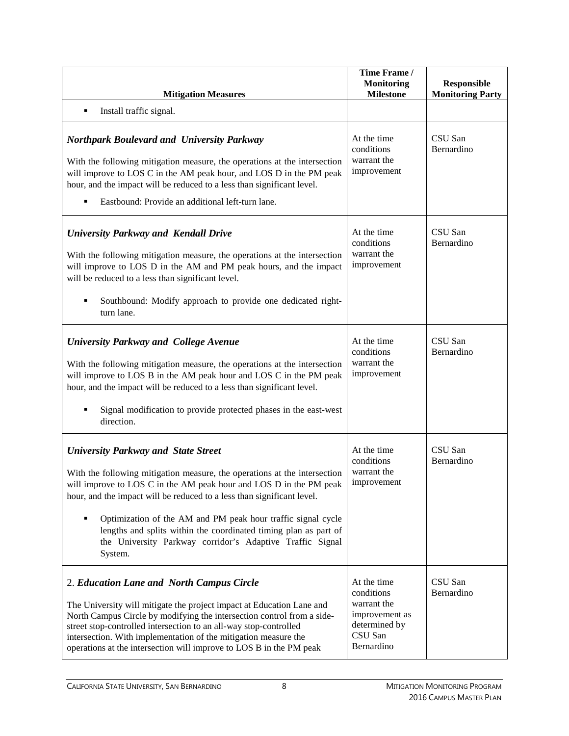| Mitigation Measures | Time Frame / Monitoring Milestone | Responsible Monitoring Party |
|---|---|---|
| ▪ Install traffic signal. | | |
| ***Northpark Boulevard and University Parkway***<br><br>With the following mitigation measure, the operations at the intersection will improve to LOS C in the AM peak hour, and LOS D in the PM peak hour, and the impact will be reduced to a less than significant level.<br><br>▪ Eastbound: Provide an additional left-turn lane. | At the time conditions warrant the improvement | CSU San Bernardino |
| ***University Parkway and Kendall Drive***<br><br>With the following mitigation measure, the operations at the intersection will improve to LOS D in the AM and PM peak hours, and the impact will be reduced to a less than significant level.<br><br>▪ Southbound: Modify approach to provide one dedicated right-turn lane. | At the time conditions warrant the improvement | CSU San Bernardino |
| ***University Parkway and College Avenue***<br><br>With the following mitigation measure, the operations at the intersection will improve to LOS B in the AM peak hour and LOS C in the PM peak hour, and the impact will be reduced to a less than significant level.<br><br>▪ Signal modification to provide protected phases in the east-west direction. | At the time conditions warrant the improvement | CSU San Bernardino |
| ***University Parkway and State Street***<br><br>With the following mitigation measure, the operations at the intersection will improve to LOS C in the AM peak hour and LOS D in the PM peak hour, and the impact will be reduced to a less than significant level.<br><br>▪ Optimization of the AM and PM peak hour traffic signal cycle lengths and splits within the coordinated timing plan as part of the University Parkway corridor's Adaptive Traffic Signal System. | At the time conditions warrant the improvement | CSU San Bernardino |
| 2. ***Education Lane and North Campus Circle***<br><br>The University will mitigate the project impact at Education Lane and North Campus Circle by modifying the intersection control from a side-street stop-controlled intersection to an all-way stop-controlled intersection. With implementation of the mitigation measure the operations at the intersection will improve to LOS B in the PM peak | At the time conditions warrant the improvement as determined by CSU San Bernardino | CSU San Bernardino |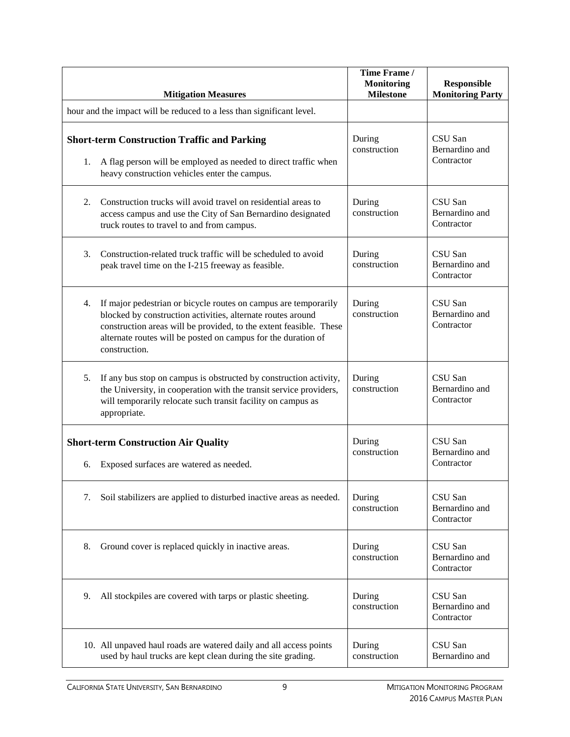| Mitigation Measures | Time Frame / Monitoring Milestone | Responsible Monitoring Party |
|---|---|---|
| hour and the impact will be reduced to a less than significant level. | | |
| **Short-term Construction Traffic and Parking**<br><br>1. A flag person will be employed as needed to direct traffic when heavy construction vehicles enter the campus. | During construction | CSU San Bernardino and Contractor |
| 2. Construction trucks will avoid travel on residential areas to access campus and use the City of San Bernardino designated truck routes to travel to and from campus. | During construction | CSU San Bernardino and Contractor |
| 3. Construction-related truck traffic will be scheduled to avoid peak travel time on the I-215 freeway as feasible. | During construction | CSU San Bernardino and Contractor |
| 4. If major pedestrian or bicycle routes on campus are temporarily blocked by construction activities, alternate routes around construction areas will be provided, to the extent feasible. These alternate routes will be posted on campus for the duration of construction. | During construction | CSU San Bernardino and Contractor |
| 5. If any bus stop on campus is obstructed by construction activity, the University, in cooperation with the transit service providers, will temporarily relocate such transit facility on campus as appropriate. | During construction | CSU San Bernardino and Contractor |
| **Short-term Construction Air Quality**<br><br>6. Exposed surfaces are watered as needed. | During construction | CSU San Bernardino and Contractor |
| 7. Soil stabilizers are applied to disturbed inactive areas as needed. | During construction | CSU San Bernardino and Contractor |
| 8. Ground cover is replaced quickly in inactive areas. | During construction | CSU San Bernardino and Contractor |
| 9. All stockpiles are covered with tarps or plastic sheeting. | During construction | CSU San Bernardino and Contractor |
| 10. All unpaved haul roads are watered daily and all access points used by haul trucks are kept clean during the site grading. | During construction | CSU San Bernardino and |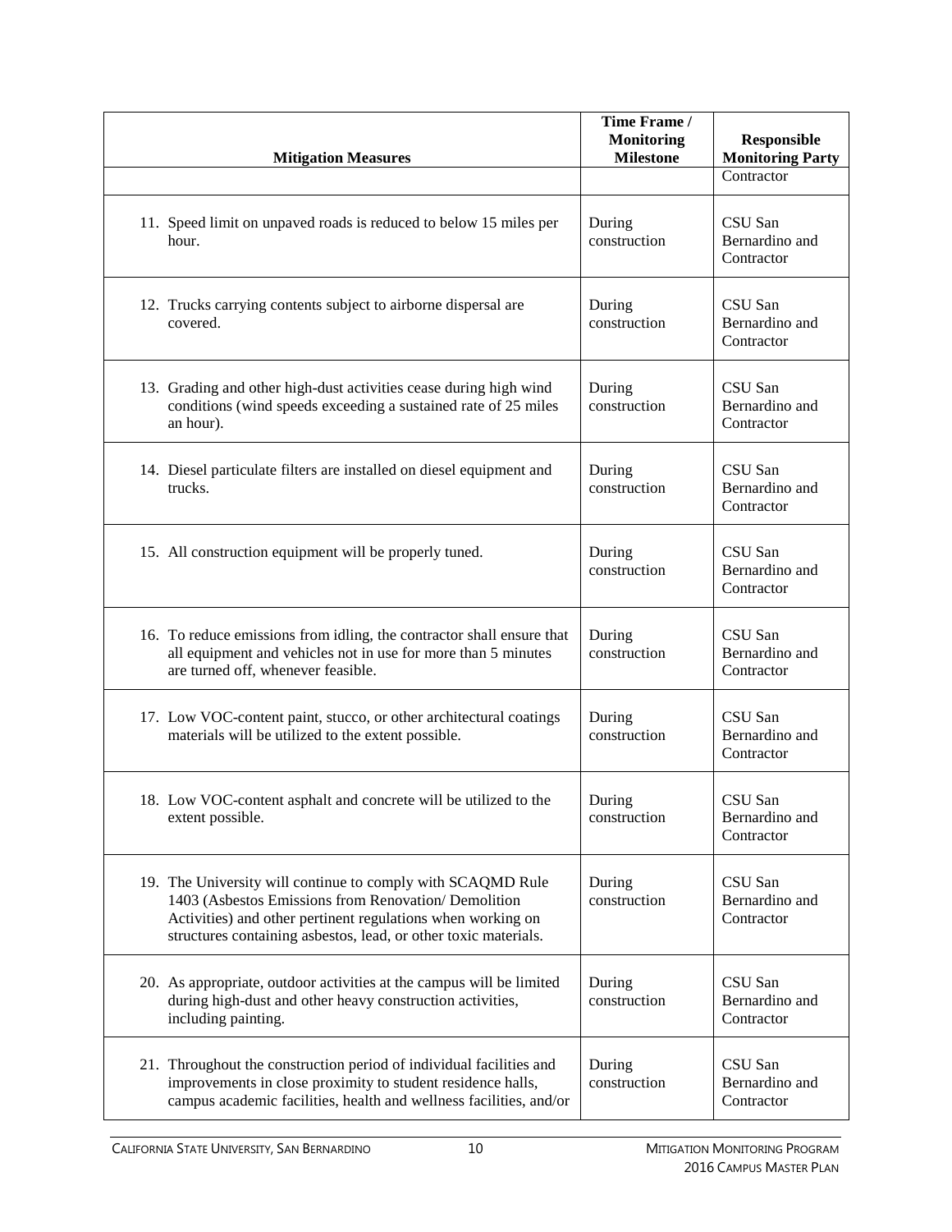| Mitigation Measures | Time Frame / Monitoring Milestone | Responsible Monitoring Party |
|---|---|---|
| | | Contractor |
| 11. Speed limit on unpaved roads is reduced to below 15 miles per hour. | During construction | CSU San Bernardino and Contractor |
| 12. Trucks carrying contents subject to airborne dispersal are covered. | During construction | CSU San Bernardino and Contractor |
| 13. Grading and other high-dust activities cease during high wind conditions (wind speeds exceeding a sustained rate of 25 miles an hour). | During construction | CSU San Bernardino and Contractor |
| 14. Diesel particulate filters are installed on diesel equipment and trucks. | During construction | CSU San Bernardino and Contractor |
| 15. All construction equipment will be properly tuned. | During construction | CSU San Bernardino and Contractor |
| 16. To reduce emissions from idling, the contractor shall ensure that all equipment and vehicles not in use for more than 5 minutes are turned off, whenever feasible. | During construction | CSU San Bernardino and Contractor |
| 17. Low VOC-content paint, stucco, or other architectural coatings materials will be utilized to the extent possible. | During construction | CSU San Bernardino and Contractor |
| 18. Low VOC-content asphalt and concrete will be utilized to the extent possible. | During construction | CSU San Bernardino and Contractor |
| 19. The University will continue to comply with SCAQMD Rule 1403 (Asbestos Emissions from Renovation/ Demolition Activities) and other pertinent regulations when working on structures containing asbestos, lead, or other toxic materials. | During construction | CSU San Bernardino and Contractor |
| 20. As appropriate, outdoor activities at the campus will be limited during high-dust and other heavy construction activities, including painting. | During construction | CSU San Bernardino and Contractor |
| 21. Throughout the construction period of individual facilities and improvements in close proximity to student residence halls, campus academic facilities, health and wellness facilities, and/or | During construction | CSU San Bernardino and Contractor |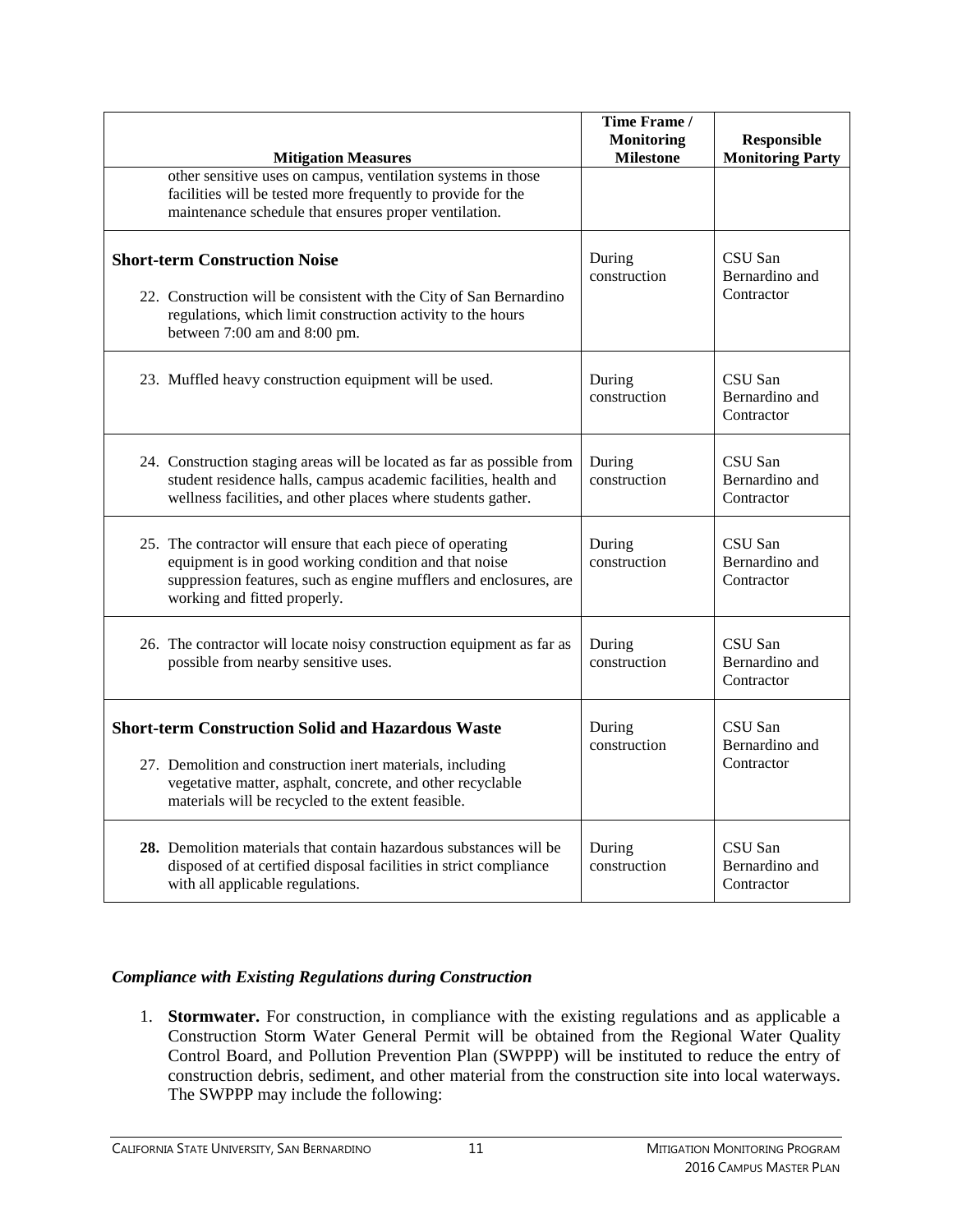| Mitigation Measures | Time Frame / Monitoring Milestone | Responsible Monitoring Party |
|---|---|---|
| other sensitive uses on campus, ventilation systems in those facilities will be tested more frequently to provide for the maintenance schedule that ensures proper ventilation. | | |
| **Short-term Construction Noise**<br><br>22. Construction will be consistent with the City of San Bernardino regulations, which limit construction activity to the hours between 7:00 am and 8:00 pm. | During construction | CSU San Bernardino and Contractor |
| 23. Muffled heavy construction equipment will be used. | During construction | CSU San Bernardino and Contractor |
| 24. Construction staging areas will be located as far as possible from student residence halls, campus academic facilities, health and wellness facilities, and other places where students gather. | During construction | CSU San Bernardino and Contractor |
| 25. The contractor will ensure that each piece of operating equipment is in good working condition and that noise suppression features, such as engine mufflers and enclosures, are working and fitted properly. | During construction | CSU San Bernardino and Contractor |
| 26. The contractor will locate noisy construction equipment as far as possible from nearby sensitive uses. | During construction | CSU San Bernardino and Contractor |
| **Short-term Construction Solid and Hazardous Waste**<br><br>27. Demolition and construction inert materials, including vegetative matter, asphalt, concrete, and other recyclable materials will be recycled to the extent feasible. | During construction | CSU San Bernardino and Contractor |
| **28.** Demolition materials that contain hazardous substances will be disposed of at certified disposal facilities in strict compliance with all applicable regulations. | During construction | CSU San Bernardino and Contractor |

### *Compliance with Existing Regulations during Construction*

1. **Stormwater.** For construction, in compliance with the existing regulations and as applicable a Construction Storm Water General Permit will be obtained from the Regional Water Quality Control Board, and Pollution Prevention Plan (SWPPP) will be instituted to reduce the entry of construction debris, sediment, and other material from the construction site into local waterways. The SWPPP may include the following: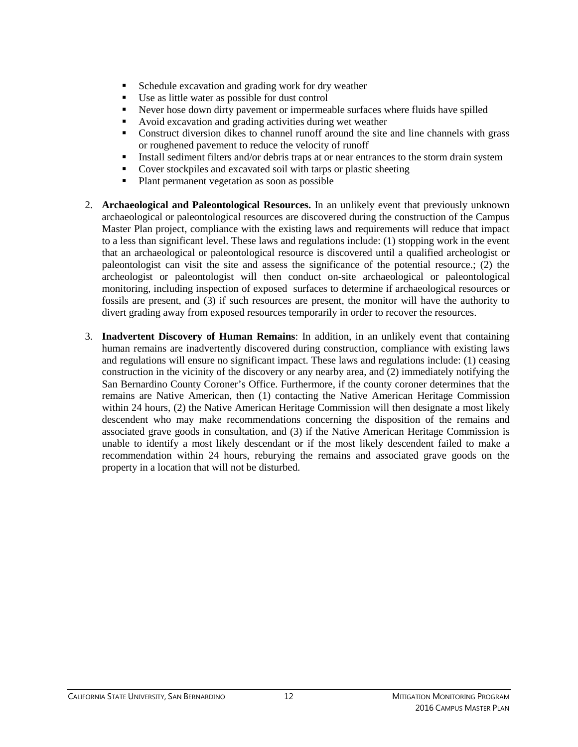- Schedule excavation and grading work for dry weather
- Use as little water as possible for dust control
- Never hose down dirty pavement or impermeable surfaces where fluids have spilled
- Avoid excavation and grading activities during wet weather
- Construct diversion dikes to channel runoff around the site and line channels with grass or roughened pavement to reduce the velocity of runoff
- Install sediment filters and/or debris traps at or near entrances to the storm drain system
- Cover stockpiles and excavated soil with tarps or plastic sheeting
- Plant permanent vegetation as soon as possible

2. **Archaeological and Paleontological Resources.** In an unlikely event that previously unknown archaeological or paleontological resources are discovered during the construction of the Campus Master Plan project, compliance with the existing laws and requirements will reduce that impact to a less than significant level. These laws and regulations include: (1) stopping work in the event that an archaeological or paleontological resource is discovered until a qualified archeologist or paleontologist can visit the site and assess the significance of the potential resource.; (2) the archeologist or paleontologist will then conduct on-site archaeological or paleontological monitoring, including inspection of exposed surfaces to determine if archaeological resources or fossils are present, and (3) if such resources are present, the monitor will have the authority to divert grading away from exposed resources temporarily in order to recover the resources.

3. **Inadvertent Discovery of Human Remains**: In addition, in an unlikely event that containing human remains are inadvertently discovered during construction, compliance with existing laws and regulations will ensure no significant impact. These laws and regulations include: (1) ceasing construction in the vicinity of the discovery or any nearby area, and (2) immediately notifying the San Bernardino County Coroner's Office. Furthermore, if the county coroner determines that the remains are Native American, then (1) contacting the Native American Heritage Commission within 24 hours, (2) the Native American Heritage Commission will then designate a most likely descendent who may make recommendations concerning the disposition of the remains and associated grave goods in consultation, and (3) if the Native American Heritage Commission is unable to identify a most likely descendant or if the most likely descendent failed to make a recommendation within 24 hours, reburying the remains and associated grave goods on the property in a location that will not be disturbed.